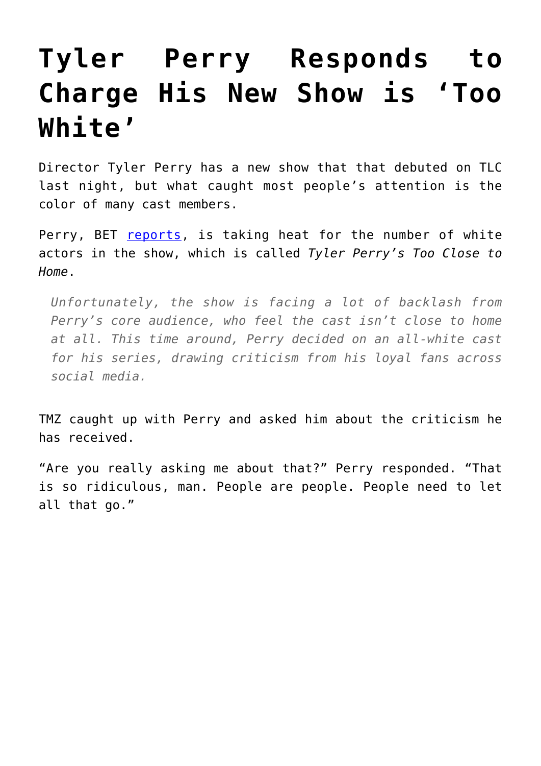# Tyler Perry Responds to Charge His New Show is 'Too White'

Director Tyler Perry has a new show that that debuted on TLC last night, but what caught most people's attention is the color of many cast members.

Perry, BET [reports](), is taking heat for the number of white actors in the show, which is called *Tyler Perry's Too Close to Home*.

> *Unfortunately, the show is facing a lot of backlash from Perry's core audience, who feel the cast isn't close to home at all. This time around, Perry decided on an all-white cast for his series, drawing criticism from his loyal fans across social media.*

TMZ caught up with Perry and asked him about the criticism he has received.

"Are you really asking me about that?" Perry responded. "That is so ridiculous, man. People are people. People need to let all that go."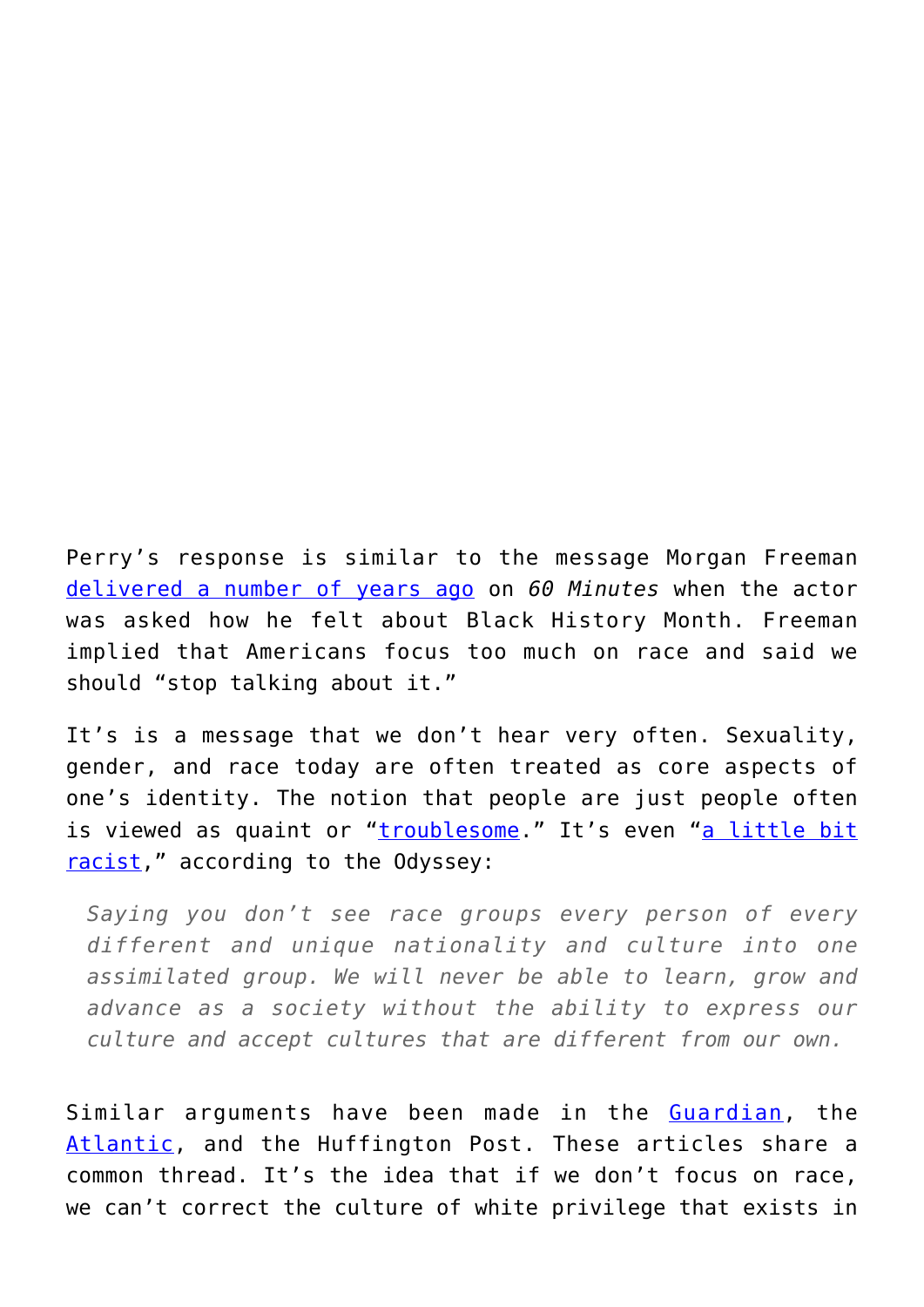Perry's response is similar to the message Morgan Freeman delivered a number of years ago on *60 Minutes* when the actor was asked how he felt about Black History Month. Freeman implied that Americans focus too much on race and said we should "stop talking about it."

It's is a message that we don't hear very often. Sexuality, gender, and race today are often treated as core aspects of one's identity. The notion that people are just people often is viewed as quaint or "troublesome." It's even "a little bit racist," according to the Odyssey:

> *Saying you don't see race groups every person of every different and unique nationality and culture into one assimilated group. We will never be able to learn, grow and advance as a society without the ability to express our culture and accept cultures that are different from our own.*

Similar arguments have been made in the Guardian, the Atlantic, and the Huffington Post. These articles share a common thread. It's the idea that if we don't focus on race, we can't correct the culture of white privilege that exists in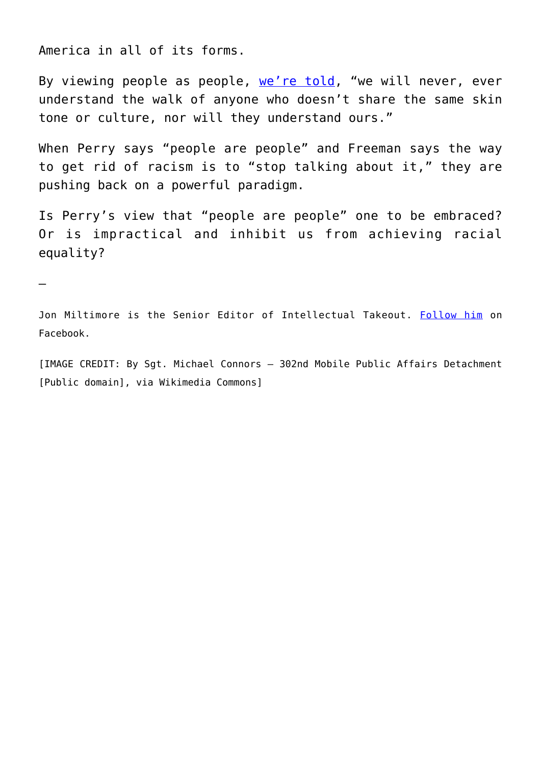America in all of its forms.

By viewing people as people, we're told, "we will never, ever understand the walk of anyone who doesn't share the same skin tone or culture, nor will they understand ours."

When Perry says "people are people" and Freeman says the way to get rid of racism is to "stop talking about it," they are pushing back on a powerful paradigm.

Is Perry's view that "people are people" one to be embraced? Or is impractical and inhibit us from achieving racial equality?

—

Jon Miltimore is the Senior Editor of Intellectual Takeout. Follow him on Facebook.

[IMAGE CREDIT: By Sgt. Michael Connors – 302nd Mobile Public Affairs Detachment [Public domain], via Wikimedia Commons]